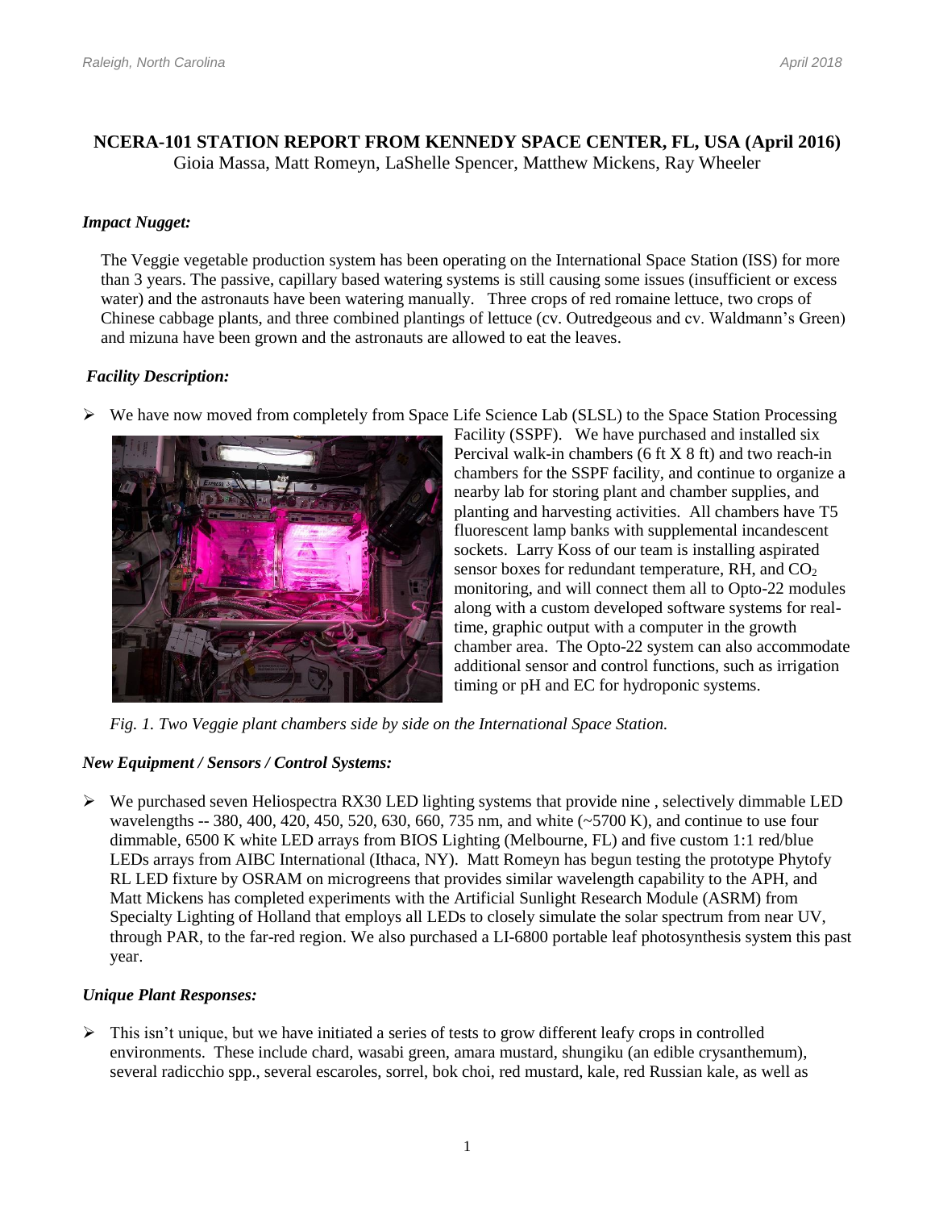# NCERA-101 STATION REPORT FROM KENNEDY SPACE CENTER, FL, USA (April 2016)

Gioia Massa, Matt Romeyn, LaShelle Spencer, Matthew Mickens, Ray Wheeler

### *Impact Nugget:*

The Veggie vegetable production system has been operating on the International Space Station (ISS) for more than 3 years. The passive, capillary based watering systems is still causing some issues (insufficient or excess water) and the astronauts have been watering manually. Three crops of red romaine lettuce, two crops of Chinese cabbage plants, and three combined plantings of lettuce (cv. Outredgeous and cv. Waldmann's Green) and mizuna have been grown and the astronauts are allowed to eat the leaves.

### *Facility Description:*

- We have now moved from completely from Space Life Science Lab (SLSL) to the Space Station Processing Facility (SSPF). We have purchased and installed six Percival walk-in chambers (6 ft X 8 ft) and two reach-in chambers for the SSPF facility, and continue to organize a nearby lab for storing plant and chamber supplies, and planting and harvesting activities. All chambers have T5 fluorescent lamp banks with supplemental incandescent sockets. Larry Koss of our team is installing aspirated sensor boxes for redundant temperature, RH, and $CO_2$ monitoring, and will connect them all to Opto-22 modules along with a custom developed software systems for real-time, graphic output with a computer in the growth chamber area. The Opto-22 system can also accommodate additional sensor and control functions, such as irrigation timing or pH and EC for hydroponic systems.

*Fig. 1. Two Veggie plant chambers side by side on the International Space Station.*

### *New Equipment / Sensors / Control Systems:*

- We purchased seven Heliospectra RX30 LED lighting systems that provide nine , selectively dimmable LED wavelengths -- 380, 400, 420, 450, 520, 630, 660, 735 nm, and white (~5700 K), and continue to use four dimmable, 6500 K white LED arrays from BIOS Lighting (Melbourne, FL) and five custom 1:1 red/blue LEDs arrays from AIBC International (Ithaca, NY). Matt Romeyn has begun testing the prototype Phytofy RL LED fixture by OSRAM on microgreens that provides similar wavelength capability to the APH, and Matt Mickens has completed experiments with the Artificial Sunlight Research Module (ASRM) from Specialty Lighting of Holland that employs all LEDs to closely simulate the solar spectrum from near UV, through PAR, to the far-red region. We also purchased a LI-6800 portable leaf photosynthesis system this past year.

### *Unique Plant Responses:*

- This isn't unique, but we have initiated a series of tests to grow different leafy crops in controlled environments. These include chard, wasabi green, amara mustard, shungiku (an edible crysanthemum), several radicchio spp., several escaroles, sorrel, bok choi, red mustard, kale, red Russian kale, as well as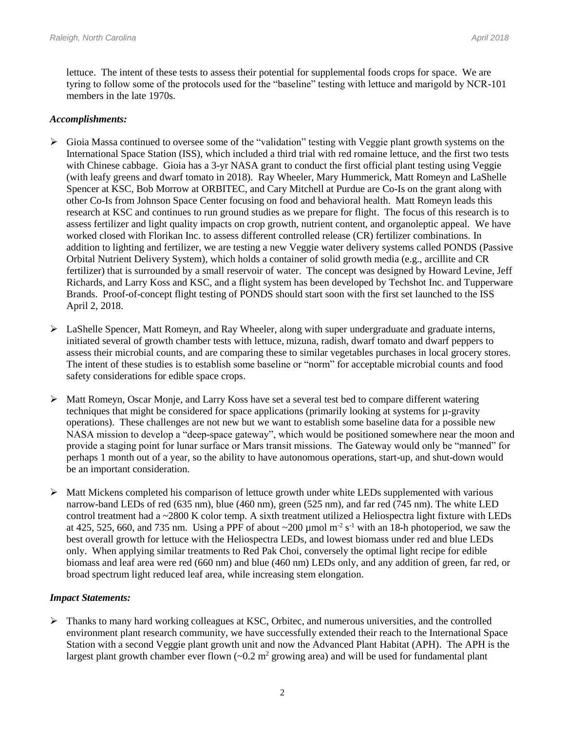lettuce. The intent of these tests to assess their potential for supplemental foods crops for space. We are tyring to follow some of the protocols used for the "baseline" testing with lettuce and marigold by NCR-101 members in the late 1970s.

***Accomplishments:***

- Gioia Massa continued to oversee some of the "validation" testing with Veggie plant growth systems on the International Space Station (ISS), which included a third trial with red romaine lettuce, and the first two tests with Chinese cabbage. Gioia has a 3-yr NASA grant to conduct the first official plant testing using Veggie (with leafy greens and dwarf tomato in 2018). Ray Wheeler, Mary Hummerick, Matt Romeyn and LaShelle Spencer at KSC, Bob Morrow at ORBITEC, and Cary Mitchell at Purdue are Co-Is on the grant along with other Co-Is from Johnson Space Center focusing on food and behavioral health. Matt Romeyn leads this research at KSC and continues to run ground studies as we prepare for flight. The focus of this research is to assess fertilizer and light quality impacts on crop growth, nutrient content, and organoleptic appeal. We have worked closed with Florikan Inc. to assess different controlled release (CR) fertilizer combinations. In addition to lighting and fertilizer, we are testing a new Veggie water delivery systems called PONDS (Passive Orbital Nutrient Delivery System), which holds a container of solid growth media (e.g., arcillite and CR fertilizer) that is surrounded by a small reservoir of water. The concept was designed by Howard Levine, Jeff Richards, and Larry Koss and KSC, and a flight system has been developed by Techshot Inc. and Tupperware Brands. Proof-of-concept flight testing of PONDS should start soon with the first set launched to the ISS April 2, 2018.
- LaShelle Spencer, Matt Romeyn, and Ray Wheeler, along with super undergraduate and graduate interns, initiated several of growth chamber tests with lettuce, mizuna, radish, dwarf tomato and dwarf peppers to assess their microbial counts, and are comparing these to similar vegetables purchases in local grocery stores. The intent of these studies is to establish some baseline or "norm" for acceptable microbial counts and food safety considerations for edible space crops.
- Matt Romeyn, Oscar Monje, and Larry Koss have set a several test bed to compare different watering techniques that might be considered for space applications (primarily looking at systems for μ-gravity operations). These challenges are not new but we want to establish some baseline data for a possible new NASA mission to develop a "deep-space gateway", which would be positioned somewhere near the moon and provide a staging point for lunar surface or Mars transit missions. The Gateway would only be "manned" for perhaps 1 month out of a year, so the ability to have autonomous operations, start-up, and shut-down would be an important consideration.
- Matt Mickens completed his comparison of lettuce growth under white LEDs supplemented with various narrow-band LEDs of red (635 nm), blue (460 nm), green (525 nm), and far red (745 nm). The white LED control treatment had a ~2800 K color temp. A sixth treatment utilized a Heliospectra light fixture with LEDs at 425, 525, 660, and 735 nm. Using a PPF of about ~200 $\mu mol\ m^{-2}\ s^{-1}$ with an 18-h photoperiod, we saw the best overall growth for lettuce with the Heliospectra LEDs, and lowest biomass under red and blue LEDs only. When applying similar treatments to Red Pak Choi, conversely the optimal light recipe for edible biomass and leaf area were red (660 nm) and blue (460 nm) LEDs only, and any addition of green, far red, or broad spectrum light reduced leaf area, while increasing stem elongation.

***Impact Statements:***

- Thanks to many hard working colleagues at KSC, Orbitec, and numerous universities, and the controlled environment plant research community, we have successfully extended their reach to the International Space Station with a second Veggie plant growth unit and now the Advanced Plant Habitat (APH). The APH is the largest plant growth chamber ever flown (~0.2 $m^2$ growing area) and will be used for fundamental plant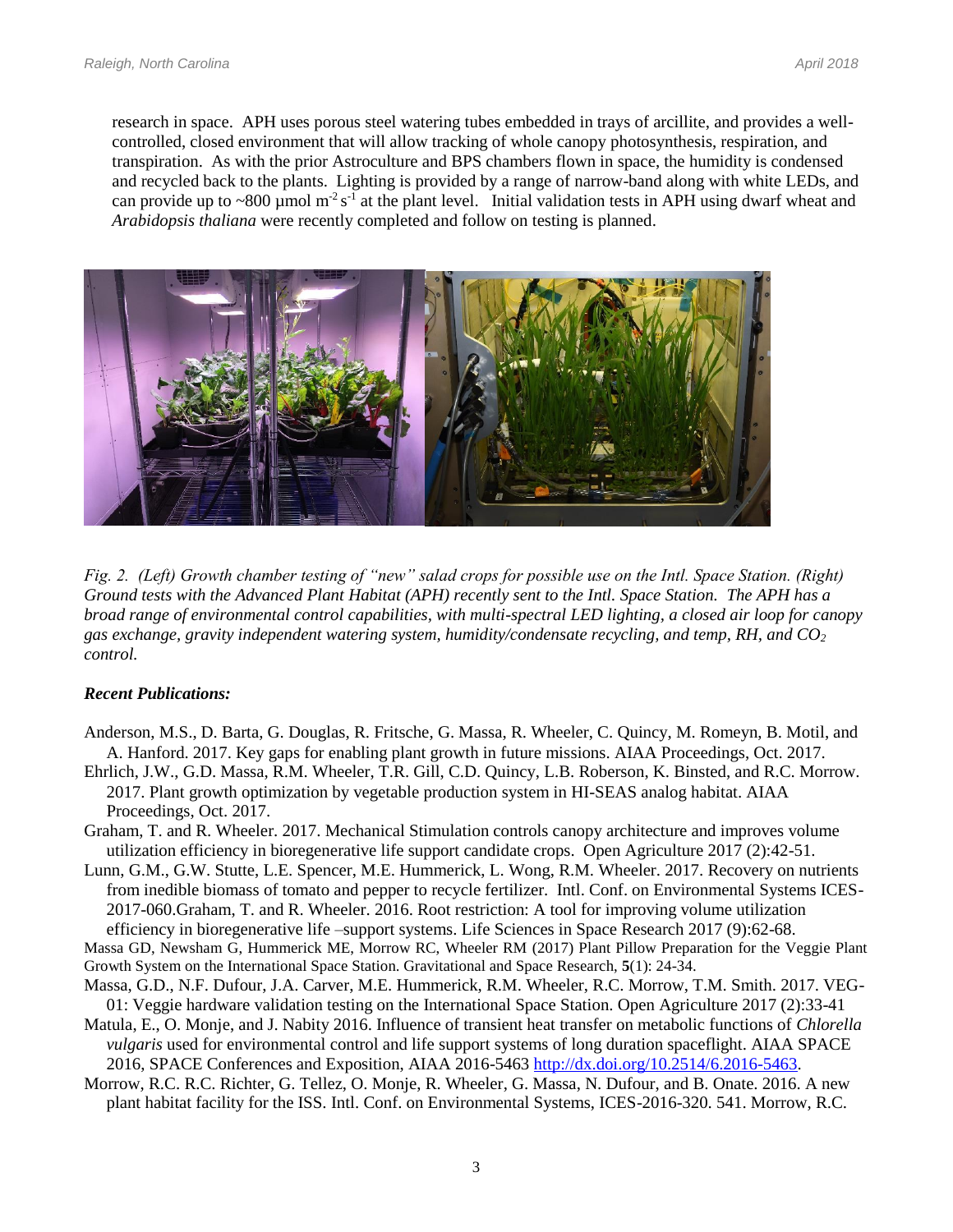research in space. APH uses porous steel watering tubes embedded in trays of arcillite, and provides a well-controlled, closed environment that will allow tracking of whole canopy photosynthesis, respiration, and transpiration. As with the prior Astroculture and BPS chambers flown in space, the humidity is condensed and recycled back to the plants. Lighting is provided by a range of narrow-band along with white LEDs, and can provide up to ~800 µmol $m^{-2} s^{-1}$ at the plant level. Initial validation tests in APH using dwarf wheat and *Arabidopsis thaliana* were recently completed and follow on testing is planned.

*Fig. 2. (Left) Growth chamber testing of "new" salad crops for possible use on the Intl. Space Station. (Right) Ground tests with the Advanced Plant Habitat (APH) recently sent to the Intl. Space Station. The APH has a broad range of environmental control capabilities, with multi-spectral LED lighting, a closed air loop for canopy gas exchange, gravity independent watering system, humidity/condensate recycling, and temp, RH, and $CO_2$ control.*

***Recent Publications:***

Anderson, M.S., D. Barta, G. Douglas, R. Fritsche, G. Massa, R. Wheeler, C. Quincy, M. Romeyn, B. Motil, and A. Hanford. 2017. Key gaps for enabling plant growth in future missions. AIAA Proceedings, Oct. 2017.

Ehrlich, J.W., G.D. Massa, R.M. Wheeler, T.R. Gill, C.D. Quincy, L.B. Roberson, K. Binsted, and R.C. Morrow. 2017. Plant growth optimization by vegetable production system in HI-SEAS analog habitat. AIAA Proceedings, Oct. 2017.

Graham, T. and R. Wheeler. 2017. Mechanical Stimulation controls canopy architecture and improves volume utilization efficiency in bioregenerative life support candidate crops. Open Agriculture 2017 (2):42-51.

Lunn, G.M., G.W. Stutte, L.E. Spencer, M.E. Hummerick, L. Wong, R.M. Wheeler. 2017. Recovery on nutrients from inedible biomass of tomato and pepper to recycle fertilizer. Intl. Conf. on Environmental Systems ICES-2017-060.Graham, T. and R. Wheeler. 2016. Root restriction: A tool for improving volume utilization efficiency in bioregenerative life –support systems. Life Sciences in Space Research 2017 (9):62-68.

Massa GD, Newsham G, Hummerick ME, Morrow RC, Wheeler RM (2017) Plant Pillow Preparation for the Veggie Plant Growth System on the International Space Station. Gravitational and Space Research, **5**(1): 24-34.

Massa, G.D., N.F. Dufour, J.A. Carver, M.E. Hummerick, R.M. Wheeler, R.C. Morrow, T.M. Smith. 2017. VEG-01: Veggie hardware validation testing on the International Space Station. Open Agriculture 2017 (2):33-41

Matula, E., O. Monje, and J. Nabity 2016. Influence of transient heat transfer on metabolic functions of *Chlorella vulgaris* used for environmental control and life support systems of long duration spaceflight. AIAA SPACE 2016, SPACE Conferences and Exposition, AIAA 2016-5463 http://dx.doi.org/10.2514/6.2016-5463.

Morrow, R.C. R.C. Richter, G. Tellez, O. Monje, R. Wheeler, G. Massa, N. Dufour, and B. Onate. 2016. A new plant habitat facility for the ISS. Intl. Conf. on Environmental Systems, ICES-2016-320. 541. Morrow, R.C.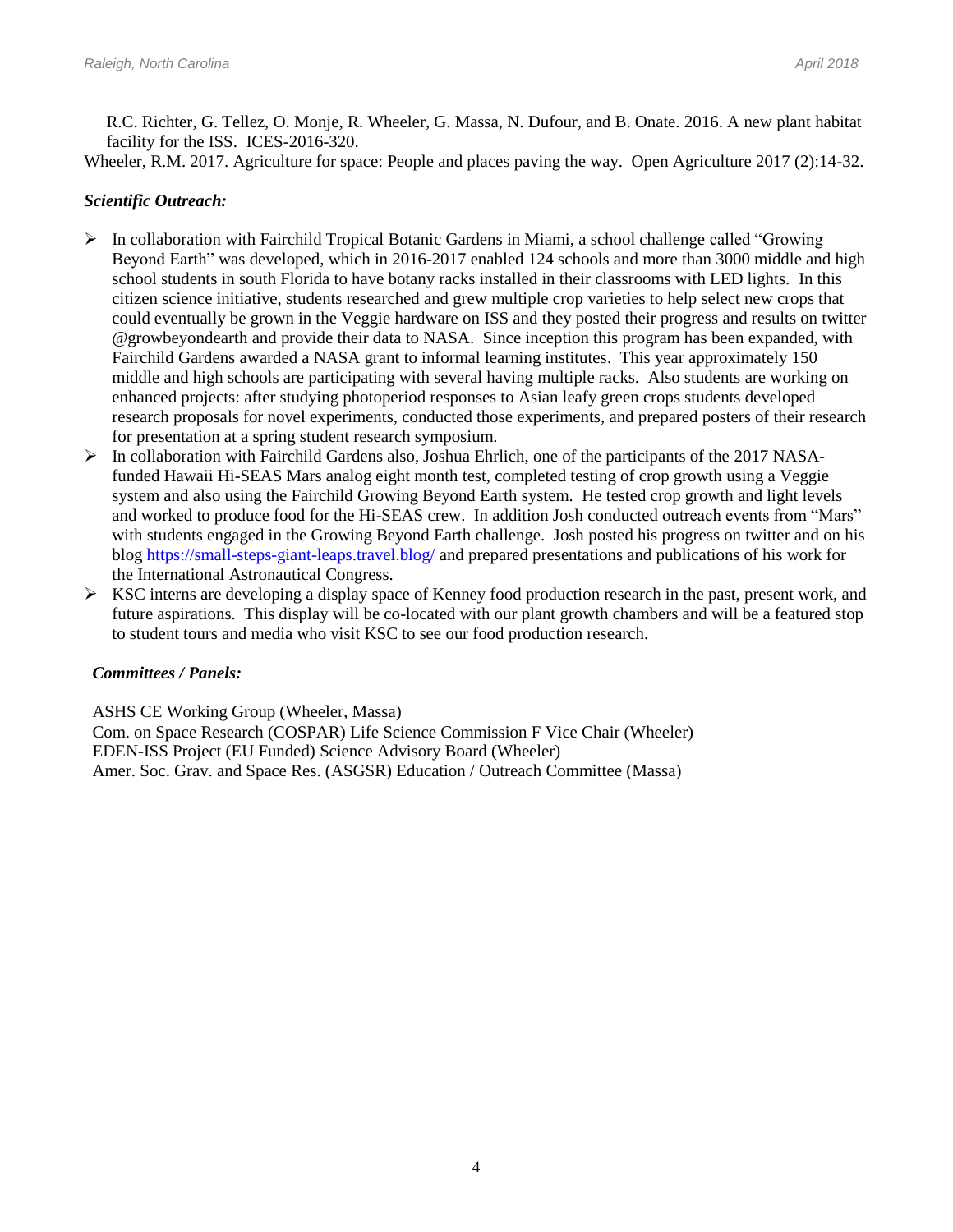R.C. Richter, G. Tellez, O. Monje, R. Wheeler, G. Massa, N. Dufour, and B. Onate. 2016. A new plant habitat facility for the ISS. ICES-2016-320.

Wheeler, R.M. 2017. Agriculture for space: People and places paving the way. Open Agriculture 2017 (2):14-32.

### *Scientific Outreach:*

- In collaboration with Fairchild Tropical Botanic Gardens in Miami, a school challenge called "Growing Beyond Earth" was developed, which in 2016-2017 enabled 124 schools and more than 3000 middle and high school students in south Florida to have botany racks installed in their classrooms with LED lights. In this citizen science initiative, students researched and grew multiple crop varieties to help select new crops that could eventually be grown in the Veggie hardware on ISS and they posted their progress and results on twitter @growbeyondearth and provide their data to NASA. Since inception this program has been expanded, with Fairchild Gardens awarded a NASA grant to informal learning institutes. This year approximately 150 middle and high schools are participating with several having multiple racks. Also students are working on enhanced projects: after studying photoperiod responses to Asian leafy green crops students developed research proposals for novel experiments, conducted those experiments, and prepared posters of their research for presentation at a spring student research symposium.
- In collaboration with Fairchild Gardens also, Joshua Ehrlich, one of the participants of the 2017 NASA-funded Hawaii Hi-SEAS Mars analog eight month test, completed testing of crop growth using a Veggie system and also using the Fairchild Growing Beyond Earth system. He tested crop growth and light levels and worked to produce food for the Hi-SEAS crew. In addition Josh conducted outreach events from "Mars" with students engaged in the Growing Beyond Earth challenge. Josh posted his progress on twitter and on his blog https://small-steps-giant-leaps.travel.blog/ and prepared presentations and publications of his work for the International Astronautical Congress.
- KSC interns are developing a display space of Kenney food production research in the past, present work, and future aspirations. This display will be co-located with our plant growth chambers and will be a featured stop to student tours and media who visit KSC to see our food production research.

### *Committees / Panels:*

ASHS CE Working Group (Wheeler, Massa)  
Com. on Space Research (COSPAR) Life Science Commission F Vice Chair (Wheeler)  
EDEN-ISS Project (EU Funded) Science Advisory Board (Wheeler)  
Amer. Soc. Grav. and Space Res. (ASGSR) Education / Outreach Committee (Massa)